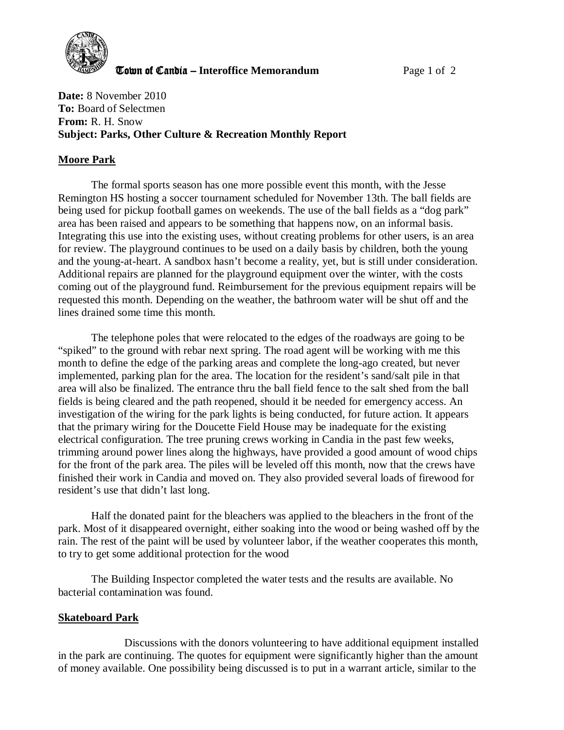**Town of Candia – Interoffice Memorandum**

**Date:** 8 November 2010
**To:** Board of Selectmen
**From:** R. H. Snow
**Subject: Parks, Other Culture & Recreation Monthly Report**

**Moore Park**

The formal sports season has one more possible event this month, with the Jesse Remington HS hosting a soccer tournament scheduled for November 13th. The ball fields are being used for pickup football games on weekends. The use of the ball fields as a "dog park" area has been raised and appears to be something that happens now, on an informal basis. Integrating this use into the existing uses, without creating problems for other users, is an area for review. The playground continues to be used on a daily basis by children, both the young and the young-at-heart. A sandbox hasn't become a reality, yet, but is still under consideration. Additional repairs are planned for the playground equipment over the winter, with the costs coming out of the playground fund. Reimbursement for the previous equipment repairs will be requested this month. Depending on the weather, the bathroom water will be shut off and the lines drained some time this month.

The telephone poles that were relocated to the edges of the roadways are going to be "spiked" to the ground with rebar next spring. The road agent will be working with me this month to define the edge of the parking areas and complete the long-ago created, but never implemented, parking plan for the area. The location for the resident's sand/salt pile in that area will also be finalized. The entrance thru the ball field fence to the salt shed from the ball fields is being cleared and the path reopened, should it be needed for emergency access. An investigation of the wiring for the park lights is being conducted, for future action. It appears that the primary wiring for the Doucette Field House may be inadequate for the existing electrical configuration. The tree pruning crews working in Candia in the past few weeks, trimming around power lines along the highways, have provided a good amount of wood chips for the front of the park area. The piles will be leveled off this month, now that the crews have finished their work in Candia and moved on. They also provided several loads of firewood for resident's use that didn't last long.

Half the donated paint for the bleachers was applied to the bleachers in the front of the park. Most of it disappeared overnight, either soaking into the wood or being washed off by the rain. The rest of the paint will be used by volunteer labor, if the weather cooperates this month, to try to get some additional protection for the wood

The Building Inspector completed the water tests and the results are available. No bacterial contamination was found.

**Skateboard Park**

Discussions with the donors volunteering to have additional equipment installed in the park are continuing. The quotes for equipment were significantly higher than the amount of money available. One possibility being discussed is to put in a warrant article, similar to the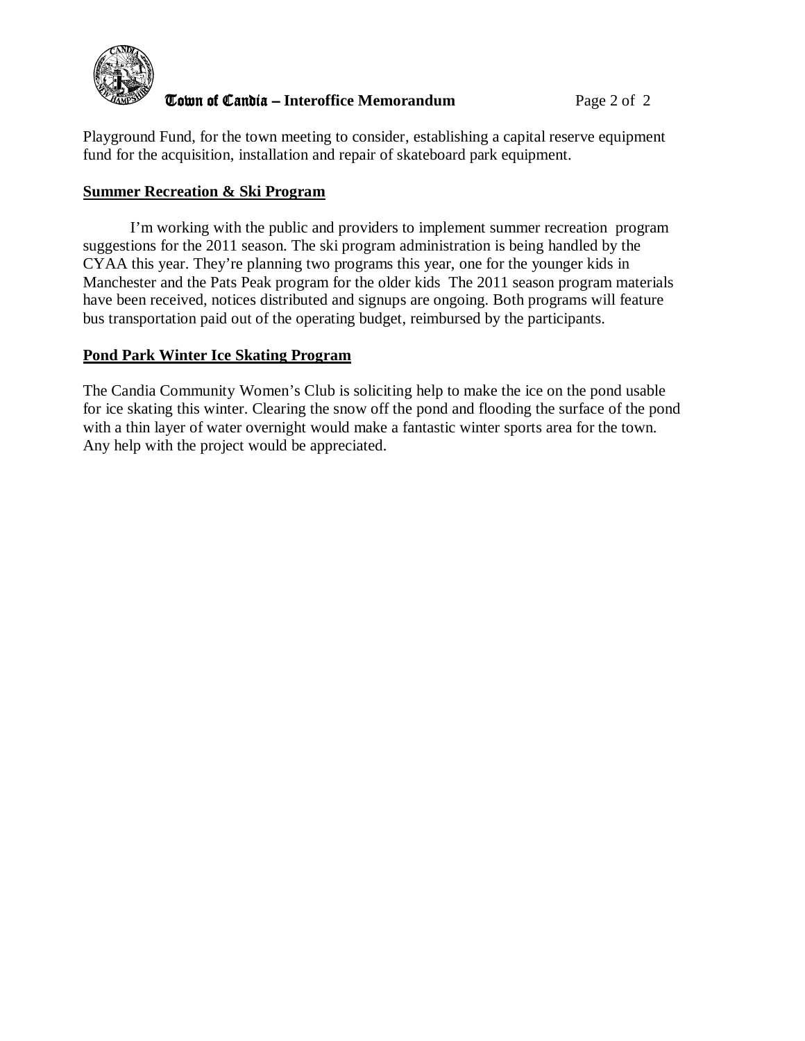Playground Fund, for the town meeting to consider, establishing a capital reserve equipment fund for the acquisition, installation and repair of skateboard park equipment.

**Summer Recreation & Ski Program**

I'm working with the public and providers to implement summer recreation program suggestions for the 2011 season. The ski program administration is being handled by the CYAA this year. They're planning two programs this year, one for the younger kids in Manchester and the Pats Peak program for the older kids The 2011 season program materials have been received, notices distributed and signups are ongoing. Both programs will feature bus transportation paid out of the operating budget, reimbursed by the participants.

**Pond Park Winter Ice Skating Program**

The Candia Community Women's Club is soliciting help to make the ice on the pond usable for ice skating this winter. Clearing the snow off the pond and flooding the surface of the pond with a thin layer of water overnight would make a fantastic winter sports area for the town. Any help with the project would be appreciated.